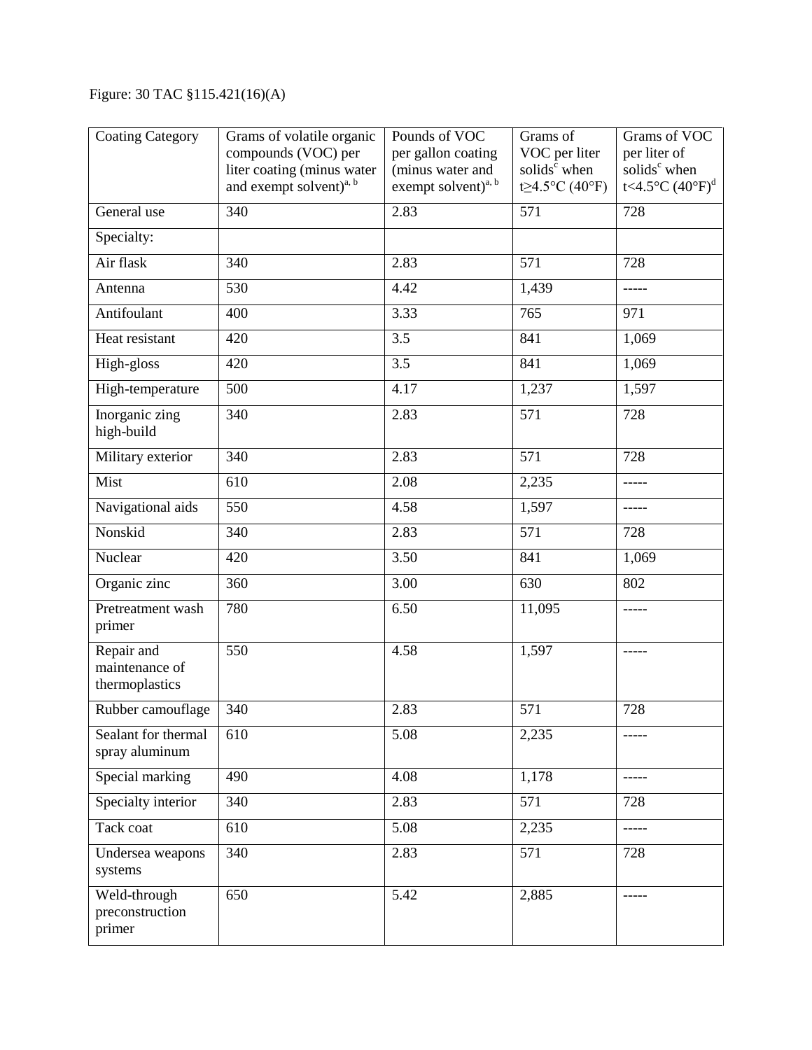Figure: 30 TAC §115.421(16)(A)

| Coating Category | Grams of volatile organic compounds (VOC) per liter coating (minus water and exempt solvent)[a, b] | Pounds of VOC per gallon coating (minus water and exempt solvent)[a, b] | Grams of VOC per liter solids[c] when t≥4.5°C (40°F) | Grams of VOC per liter of solids[c] when t<4.5°C (40°F)[d] |
|---|---|---|---|---|
| General use | 340 | 2.83 | 571 | 728 |
| Specialty: | | | | |
| Air flask | 340 | 2.83 | 571 | 728 |
| Antenna | 530 | 4.42 | 1,439 | ----- |
| Antifoulant | 400 | 3.33 | 765 | 971 |
| Heat resistant | 420 | 3.5 | 841 | 1,069 |
| High-gloss | 420 | 3.5 | 841 | 1,069 |
| High-temperature | 500 | 4.17 | 1,237 | 1,597 |
| Inorganic zing high-build | 340 | 2.83 | 571 | 728 |
| Military exterior | 340 | 2.83 | 571 | 728 |
| Mist | 610 | 2.08 | 2,235 | ----- |
| Navigational aids | 550 | 4.58 | 1,597 | ----- |
| Nonskid | 340 | 2.83 | 571 | 728 |
| Nuclear | 420 | 3.50 | 841 | 1,069 |
| Organic zinc | 360 | 3.00 | 630 | 802 |
| Pretreatment wash primer | 780 | 6.50 | 11,095 | ----- |
| Repair and maintenance of thermoplastics | 550 | 4.58 | 1,597 | ----- |
| Rubber camouflage | 340 | 2.83 | 571 | 728 |
| Sealant for thermal spray aluminum | 610 | 5.08 | 2,235 | ----- |
| Special marking | 490 | 4.08 | 1,178 | ----- |
| Specialty interior | 340 | 2.83 | 571 | 728 |
| Tack coat | 610 | 5.08 | 2,235 | ----- |
| Undersea weapons systems | 340 | 2.83 | 571 | 728 |
| Weld-through preconstruction primer | 650 | 5.42 | 2,885 | ----- |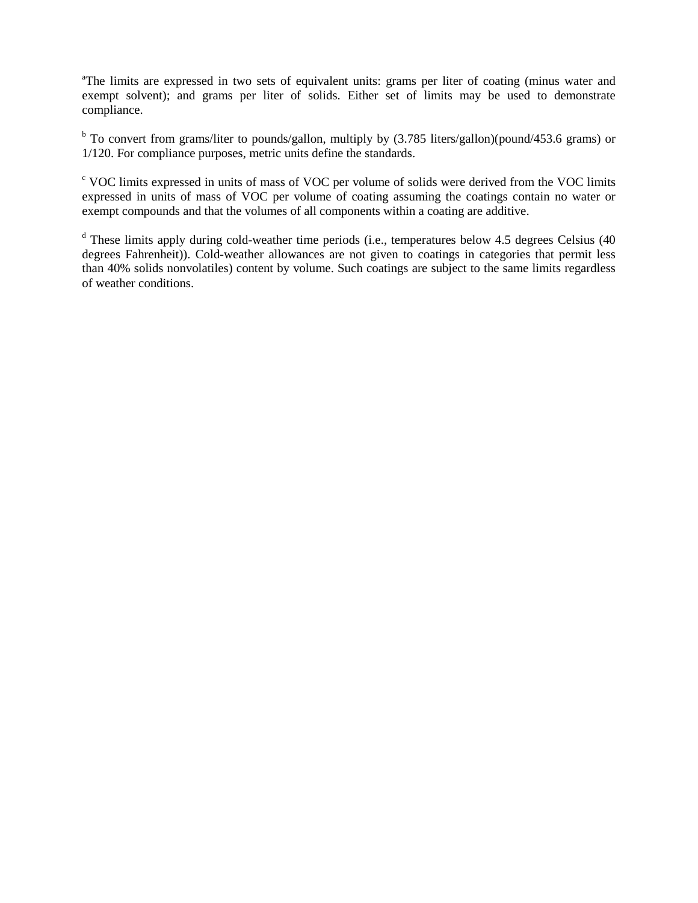[a]The limits are expressed in two sets of equivalent units: grams per liter of coating (minus water and exempt solvent); and grams per liter of solids. Either set of limits may be used to demonstrate compliance.

[b] To convert from grams/liter to pounds/gallon, multiply by (3.785 liters/gallon)(pound/453.6 grams) or 1/120. For compliance purposes, metric units define the standards.

[c] VOC limits expressed in units of mass of VOC per volume of solids were derived from the VOC limits expressed in units of mass of VOC per volume of coating assuming the coatings contain no water or exempt compounds and that the volumes of all components within a coating are additive.

[d] These limits apply during cold-weather time periods (i.e., temperatures below 4.5 degrees Celsius (40 degrees Fahrenheit)). Cold-weather allowances are not given to coatings in categories that permit less than 40% solids nonvolatiles) content by volume. Such coatings are subject to the same limits regardless of weather conditions.